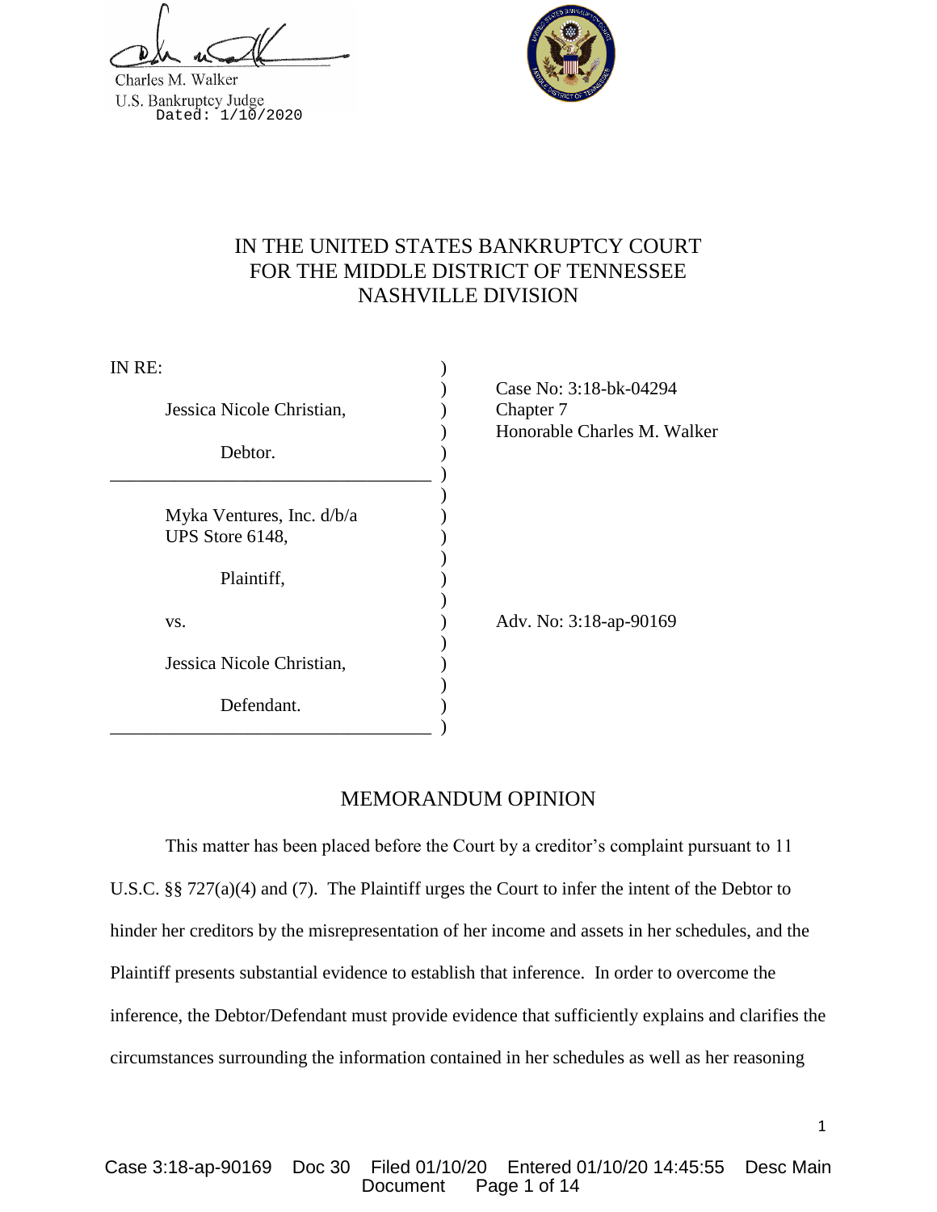Charles M. Walker
U.S. Bankruptcy Judge
Dated: 1/10/2020

# IN THE UNITED STATES BANKRUPTCY COURT FOR THE MIDDLE DISTRICT OF TENNESSEE NASHVILLE DIVISION

IN RE:

Jessica Nicole Christian,

Debtor.

Case No: 3:18-bk-04294
Chapter 7
Honorable Charles M. Walker

Myka Ventures, Inc. d/b/a UPS Store 6148,

Plaintiff,

vs.

Jessica Nicole Christian,

Defendant.

Adv. No: 3:18-ap-90169

## MEMORANDUM OPINION

This matter has been placed before the Court by a creditor's complaint pursuant to 11 U.S.C. §§ 727(a)(4) and (7). The Plaintiff urges the Court to infer the intent of the Debtor to hinder her creditors by the misrepresentation of her income and assets in her schedules, and the Plaintiff presents substantial evidence to establish that inference. In order to overcome the inference, the Debtor/Defendant must provide evidence that sufficiently explains and clarifies the circumstances surrounding the information contained in her schedules as well as her reasoning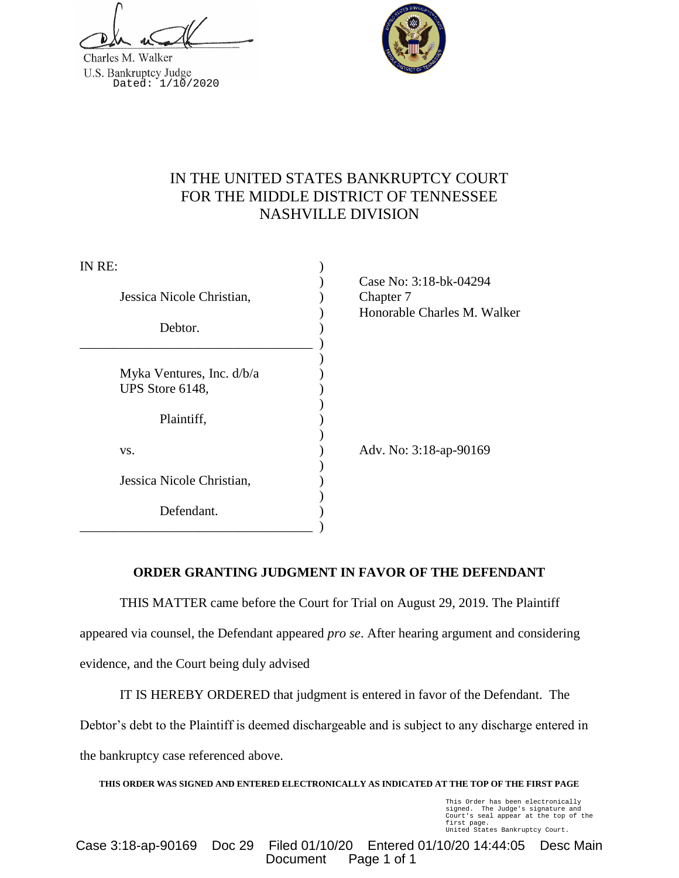Charles M. Walker
U.S. Bankruptcy Judge
Dated: 1/10/2020

# IN THE UNITED STATES BANKRUPTCY COURT FOR THE MIDDLE DISTRICT OF TENNESSEE NASHVILLE DIVISION

IN RE:

Jessica Nicole Christian,

Debtor.

Case No: 3:18-bk-04294
Chapter 7
Honorable Charles M. Walker

Myka Ventures, Inc. d/b/a UPS Store 6148,

Plaintiff,

vs.

Jessica Nicole Christian,

Defendant.

Adv. No: 3:18-ap-90169

## ORDER GRANTING JUDGMENT IN FAVOR OF THE DEFENDANT

THIS MATTER came before the Court for Trial on August 29, 2019. The Plaintiff appeared via counsel, the Defendant appeared *pro se*. After hearing argument and considering evidence, and the Court being duly advised

IT IS HEREBY ORDERED that judgment is entered in favor of the Defendant. The Debtor's debt to the Plaintiff is deemed dischargeable and is subject to any discharge entered in the bankruptcy case referenced above.

**THIS ORDER WAS SIGNED AND ENTERED ELECTRONICALLY AS INDICATED AT THE TOP OF THE FIRST PAGE**

This Order has been electronically signed. The Judge's signature and Court's seal appear at the top of the first page.
United States Bankruptcy Court.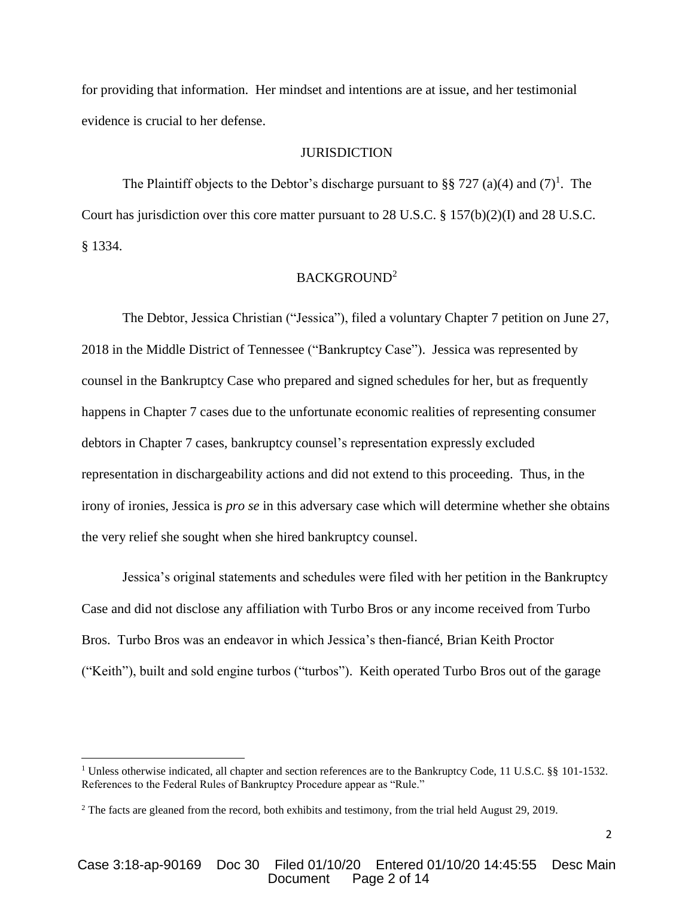for providing that information. Her mindset and intentions are at issue, and her testimonial evidence is crucial to her defense.

## JURISDICTION

The Plaintiff objects to the Debtor's discharge pursuant to §§ 727 (a)(4) and (7)[1]. The Court has jurisdiction over this core matter pursuant to 28 U.S.C. § 157(b)(2)(I) and 28 U.S.C. § 1334.

## BACKGROUND[2]

The Debtor, Jessica Christian ("Jessica"), filed a voluntary Chapter 7 petition on June 27, 2018 in the Middle District of Tennessee ("Bankruptcy Case"). Jessica was represented by counsel in the Bankruptcy Case who prepared and signed schedules for her, but as frequently happens in Chapter 7 cases due to the unfortunate economic realities of representing consumer debtors in Chapter 7 cases, bankruptcy counsel's representation expressly excluded representation in dischargeability actions and did not extend to this proceeding. Thus, in the irony of ironies, Jessica is *pro se* in this adversary case which will determine whether she obtains the very relief she sought when she hired bankruptcy counsel.

Jessica's original statements and schedules were filed with her petition in the Bankruptcy Case and did not disclose any affiliation with Turbo Bros or any income received from Turbo Bros. Turbo Bros was an endeavor in which Jessica's then-fiancé, Brian Keith Proctor ("Keith"), built and sold engine turbos ("turbos"). Keith operated Turbo Bros out of the garage

---

[1] Unless otherwise indicated, all chapter and section references are to the Bankruptcy Code, 11 U.S.C. §§ 101-1532. References to the Federal Rules of Bankruptcy Procedure appear as "Rule."

[2] The facts are gleaned from the record, both exhibits and testimony, from the trial held August 29, 2019.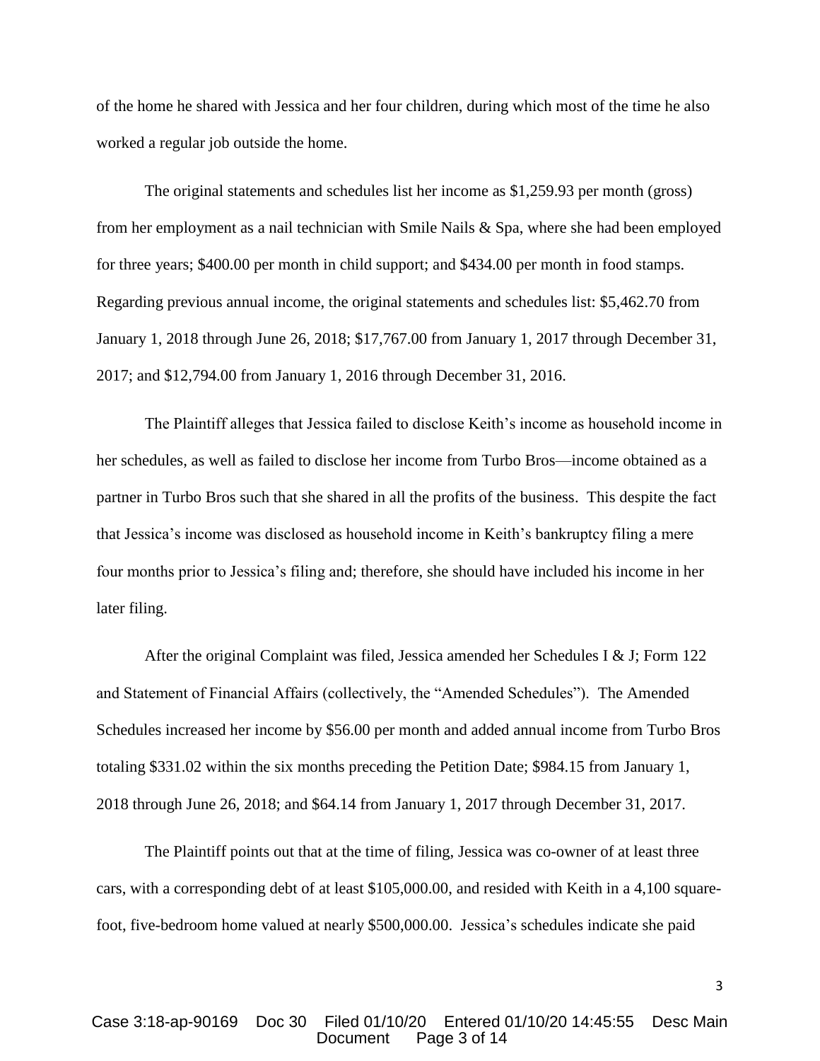of the home he shared with Jessica and her four children, during which most of the time he also worked a regular job outside the home.

The original statements and schedules list her income as $1,259.93 per month (gross) from her employment as a nail technician with Smile Nails & Spa, where she had been employed for three years; $400.00 per month in child support; and $434.00 per month in food stamps. Regarding previous annual income, the original statements and schedules list: $5,462.70 from January 1, 2018 through June 26, 2018; $17,767.00 from January 1, 2017 through December 31, 2017; and $12,794.00 from January 1, 2016 through December 31, 2016.

The Plaintiff alleges that Jessica failed to disclose Keith's income as household income in her schedules, as well as failed to disclose her income from Turbo Bros—income obtained as a partner in Turbo Bros such that she shared in all the profits of the business. This despite the fact that Jessica's income was disclosed as household income in Keith's bankruptcy filing a mere four months prior to Jessica's filing and; therefore, she should have included his income in her later filing.

After the original Complaint was filed, Jessica amended her Schedules I & J; Form 122 and Statement of Financial Affairs (collectively, the "Amended Schedules"). The Amended Schedules increased her income by $56.00 per month and added annual income from Turbo Bros totaling $331.02 within the six months preceding the Petition Date; $984.15 from January 1, 2018 through June 26, 2018; and $64.14 from January 1, 2017 through December 31, 2017.

The Plaintiff points out that at the time of filing, Jessica was co-owner of at least three cars, with a corresponding debt of at least $105,000.00, and resided with Keith in a 4,100 square-foot, five-bedroom home valued at nearly $500,000.00. Jessica's schedules indicate she paid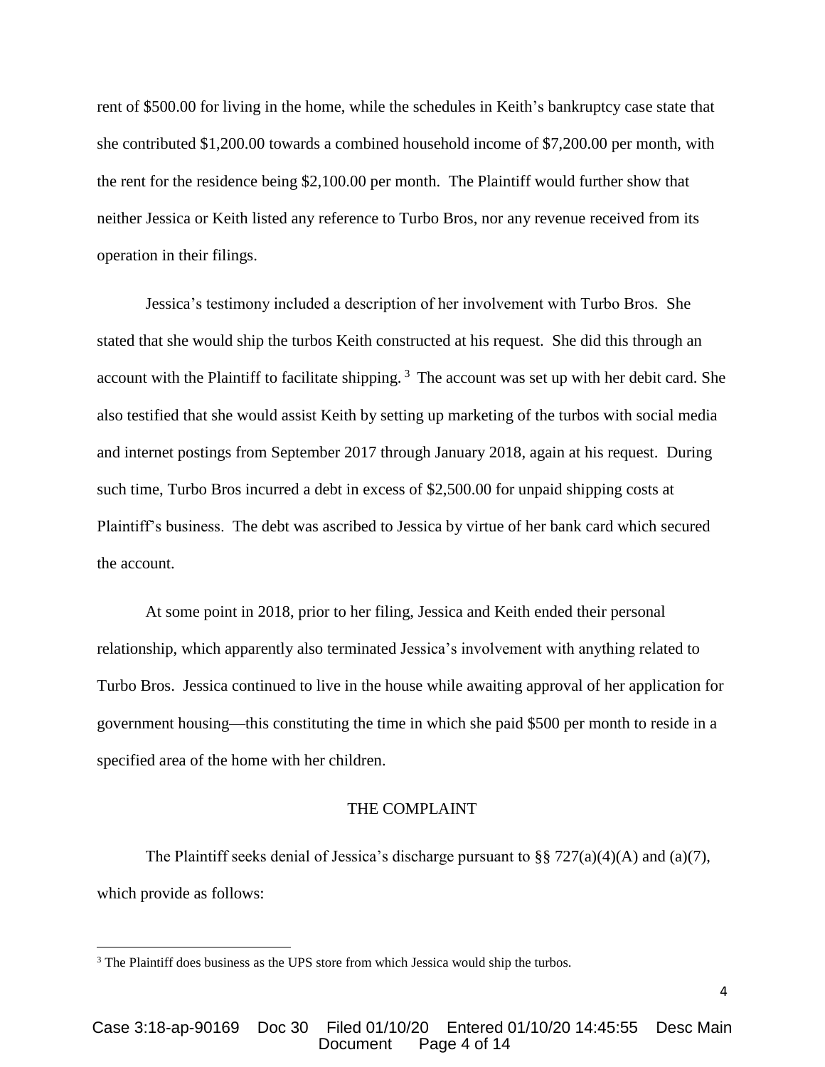rent of $500.00 for living in the home, while the schedules in Keith's bankruptcy case state that she contributed $1,200.00 towards a combined household income of $7,200.00 per month, with the rent for the residence being $2,100.00 per month. The Plaintiff would further show that neither Jessica or Keith listed any reference to Turbo Bros, nor any revenue received from its operation in their filings.

Jessica's testimony included a description of her involvement with Turbo Bros. She stated that she would ship the turbos Keith constructed at his request. She did this through an account with the Plaintiff to facilitate shipping.[3] The account was set up with her debit card. She also testified that she would assist Keith by setting up marketing of the turbos with social media and internet postings from September 2017 through January 2018, again at his request. During such time, Turbo Bros incurred a debt in excess of $2,500.00 for unpaid shipping costs at Plaintiff's business. The debt was ascribed to Jessica by virtue of her bank card which secured the account.

At some point in 2018, prior to her filing, Jessica and Keith ended their personal relationship, which apparently also terminated Jessica's involvement with anything related to Turbo Bros. Jessica continued to live in the house while awaiting approval of her application for government housing—this constituting the time in which she paid $500 per month to reside in a specified area of the home with her children.

## THE COMPLAINT

The Plaintiff seeks denial of Jessica's discharge pursuant to §§ 727(a)(4)(A) and (a)(7), which provide as follows:

---

[3] The Plaintiff does business as the UPS store from which Jessica would ship the turbos.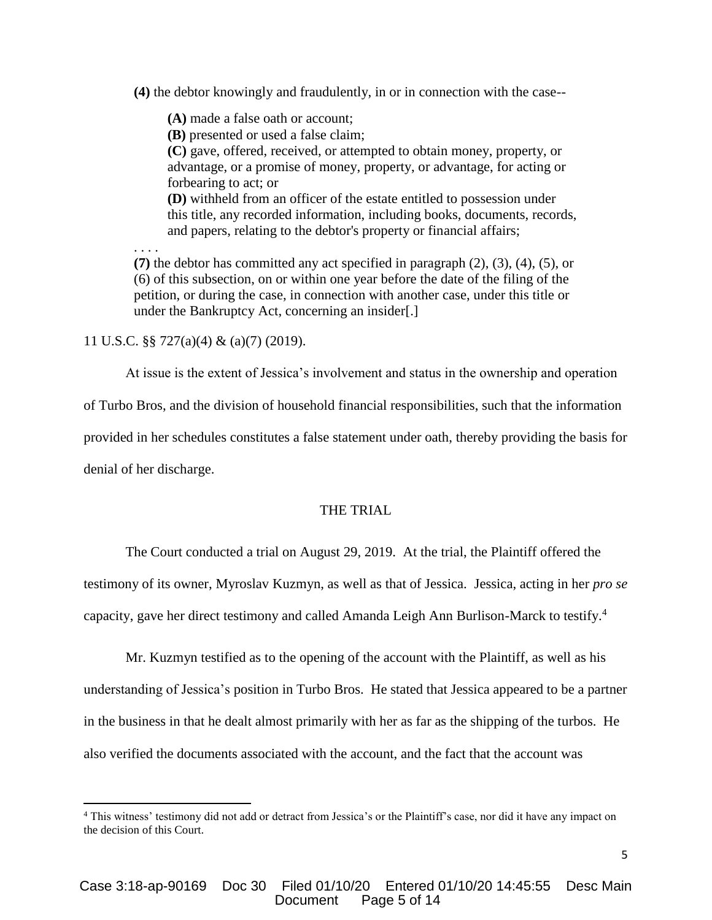> **(4)** the debtor knowingly and fraudulently, in or in connection with the case--
>
> > **(A)** made a false oath or account;
> > **(B)** presented or used a false claim;
> > **(C)** gave, offered, received, or attempted to obtain money, property, or advantage, or a promise of money, property, or advantage, for acting or forbearing to act; or
> > **(D)** withheld from an officer of the estate entitled to possession under this title, any recorded information, including books, documents, records, and papers, relating to the debtor's property or financial affairs;
>
> . . . .
> **(7)** the debtor has committed any act specified in paragraph (2), (3), (4), (5), or (6) of this subsection, on or within one year before the date of the filing of the petition, or during the case, in connection with another case, under this title or under the Bankruptcy Act, concerning an insider[.]

11 U.S.C. §§ 727(a)(4) & (a)(7) (2019).

At issue is the extent of Jessica's involvement and status in the ownership and operation of Turbo Bros, and the division of household financial responsibilities, such that the information provided in her schedules constitutes a false statement under oath, thereby providing the basis for denial of her discharge.

## THE TRIAL

The Court conducted a trial on August 29, 2019. At the trial, the Plaintiff offered the testimony of its owner, Myroslav Kuzmyn, as well as that of Jessica. Jessica, acting in her *pro se* capacity, gave her direct testimony and called Amanda Leigh Ann Burlison-Marck to testify.[4]

Mr. Kuzmyn testified as to the opening of the account with the Plaintiff, as well as his understanding of Jessica's position in Turbo Bros. He stated that Jessica appeared to be a partner in the business in that he dealt almost primarily with her as far as the shipping of the turbos. He also verified the documents associated with the account, and the fact that the account was

---

[4] This witness' testimony did not add or detract from Jessica's or the Plaintiff's case, nor did it have any impact on the decision of this Court.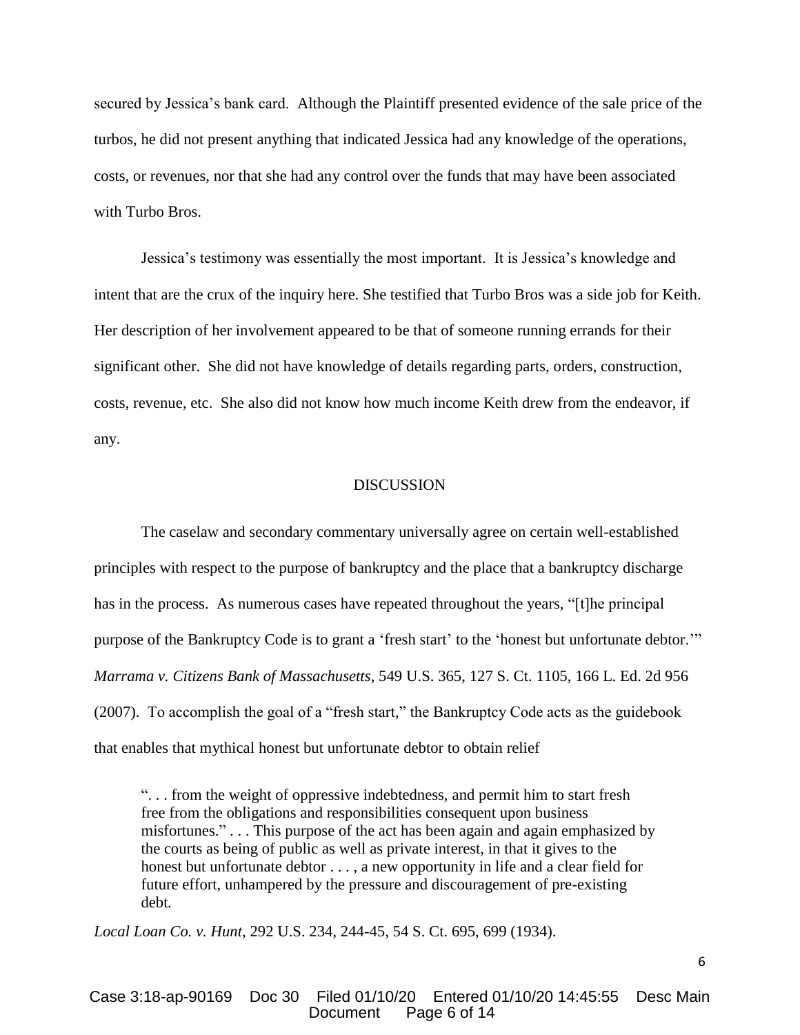secured by Jessica's bank card. Although the Plaintiff presented evidence of the sale price of the turbos, he did not present anything that indicated Jessica had any knowledge of the operations, costs, or revenues, nor that she had any control over the funds that may have been associated with Turbo Bros.

Jessica's testimony was essentially the most important. It is Jessica's knowledge and intent that are the crux of the inquiry here. She testified that Turbo Bros was a side job for Keith. Her description of her involvement appeared to be that of someone running errands for their significant other. She did not have knowledge of details regarding parts, orders, construction, costs, revenue, etc. She also did not know how much income Keith drew from the endeavor, if any.

## DISCUSSION

The caselaw and secondary commentary universally agree on certain well-established principles with respect to the purpose of bankruptcy and the place that a bankruptcy discharge has in the process. As numerous cases have repeated throughout the years, "[t]he principal purpose of the Bankruptcy Code is to grant a 'fresh start' to the 'honest but unfortunate debtor.'" *Marrama v. Citizens Bank of Massachusetts*, 549 U.S. 365, 127 S. Ct. 1105, 166 L. Ed. 2d 956 (2007). To accomplish the goal of a "fresh start," the Bankruptcy Code acts as the guidebook that enables that mythical honest but unfortunate debtor to obtain relief

> ". . . from the weight of oppressive indebtedness, and permit him to start fresh free from the obligations and responsibilities consequent upon business misfortunes." . . . This purpose of the act has been again and again emphasized by the courts as being of public as well as private interest, in that it gives to the honest but unfortunate debtor . . . , a new opportunity in life and a clear field for future effort, unhampered by the pressure and discouragement of pre-existing debt.

*Local Loan Co. v. Hunt*, 292 U.S. 234, 244-45, 54 S. Ct. 695, 699 (1934).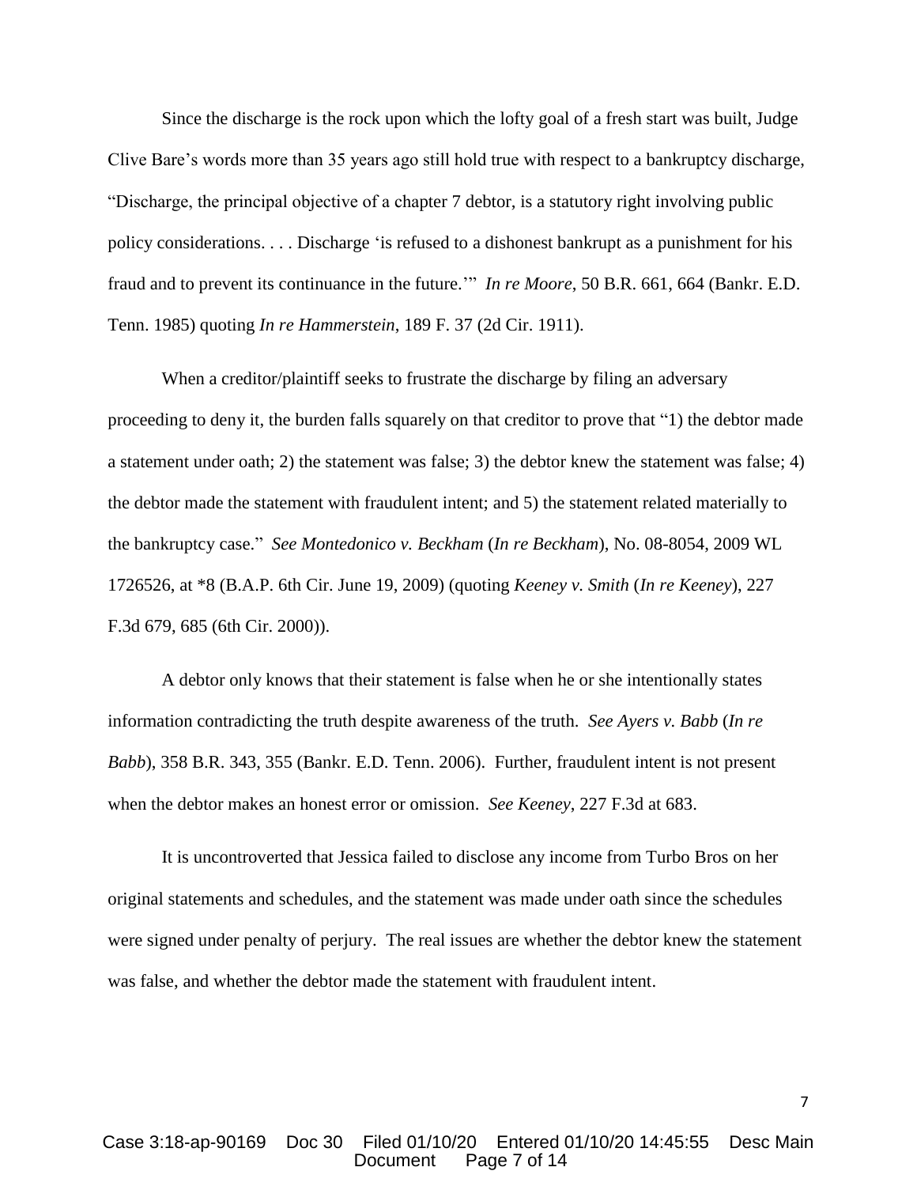Since the discharge is the rock upon which the lofty goal of a fresh start was built, Judge Clive Bare's words more than 35 years ago still hold true with respect to a bankruptcy discharge, "Discharge, the principal objective of a chapter 7 debtor, is a statutory right involving public policy considerations. . . . Discharge 'is refused to a dishonest bankrupt as a punishment for his fraud and to prevent its continuance in the future.'" *In re Moore*, 50 B.R. 661, 664 (Bankr. E.D. Tenn. 1985) quoting *In re Hammerstein*, 189 F. 37 (2d Cir. 1911).

When a creditor/plaintiff seeks to frustrate the discharge by filing an adversary proceeding to deny it, the burden falls squarely on that creditor to prove that "1) the debtor made a statement under oath; 2) the statement was false; 3) the debtor knew the statement was false; 4) the debtor made the statement with fraudulent intent; and 5) the statement related materially to the bankruptcy case." *See Montedonico v. Beckham* (*In re Beckham*), No. 08-8054, 2009 WL 1726526, at *8 (B.A.P. 6th Cir. June 19, 2009) (quoting *Keeney v. Smith* (*In re Keeney*), 227 F.3d 679, 685 (6th Cir. 2000)).

A debtor only knows that their statement is false when he or she intentionally states information contradicting the truth despite awareness of the truth. *See Ayers v. Babb* (*In re Babb*), 358 B.R. 343, 355 (Bankr. E.D. Tenn. 2006). Further, fraudulent intent is not present when the debtor makes an honest error or omission. *See Keeney*, 227 F.3d at 683.

It is uncontroverted that Jessica failed to disclose any income from Turbo Bros on her original statements and schedules, and the statement was made under oath since the schedules were signed under penalty of perjury. The real issues are whether the debtor knew the statement was false, and whether the debtor made the statement with fraudulent intent.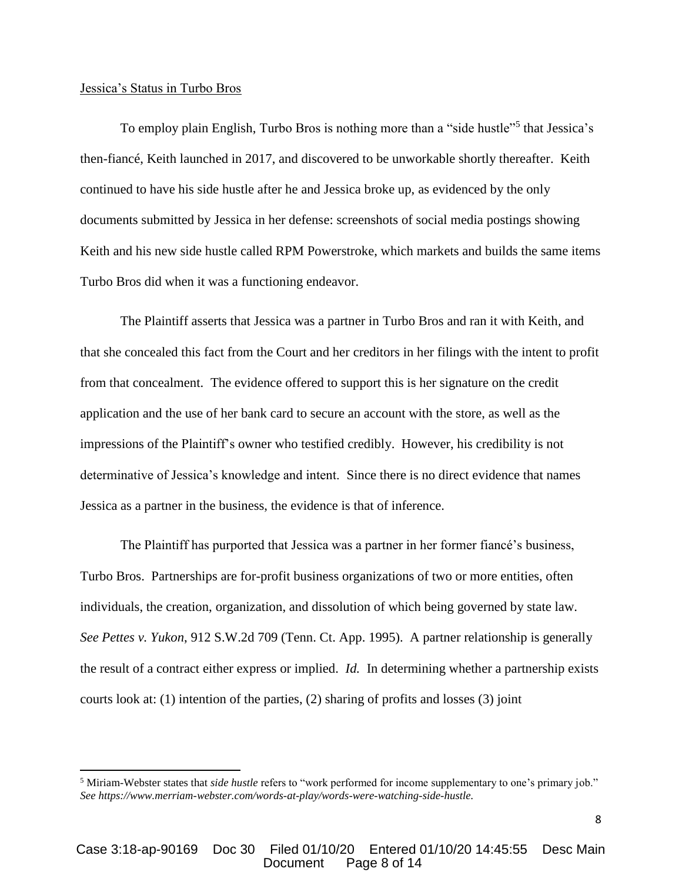Jessica's Status in Turbo Bros

To employ plain English, Turbo Bros is nothing more than a "side hustle"[5] that Jessica's then-fiancé, Keith launched in 2017, and discovered to be unworkable shortly thereafter. Keith continued to have his side hustle after he and Jessica broke up, as evidenced by the only documents submitted by Jessica in her defense: screenshots of social media postings showing Keith and his new side hustle called RPM Powerstroke, which markets and builds the same items Turbo Bros did when it was a functioning endeavor.

The Plaintiff asserts that Jessica was a partner in Turbo Bros and ran it with Keith, and that she concealed this fact from the Court and her creditors in her filings with the intent to profit from that concealment. The evidence offered to support this is her signature on the credit application and the use of her bank card to secure an account with the store, as well as the impressions of the Plaintiff's owner who testified credibly. However, his credibility is not determinative of Jessica's knowledge and intent. Since there is no direct evidence that names Jessica as a partner in the business, the evidence is that of inference.

The Plaintiff has purported that Jessica was a partner in her former fiancé's business, Turbo Bros. Partnerships are for-profit business organizations of two or more entities, often individuals, the creation, organization, and dissolution of which being governed by state law. *See Pettes v. Yukon*, 912 S.W.2d 709 (Tenn. Ct. App. 1995). A partner relationship is generally the result of a contract either express or implied. *Id.* In determining whether a partnership exists courts look at: (1) intention of the parties, (2) sharing of profits and losses (3) joint

---

[5] Miriam-Webster states that *side hustle* refers to "work performed for income supplementary to one's primary job." *See https://www.merriam-webster.com/words-at-play/words-were-watching-side-hustle.*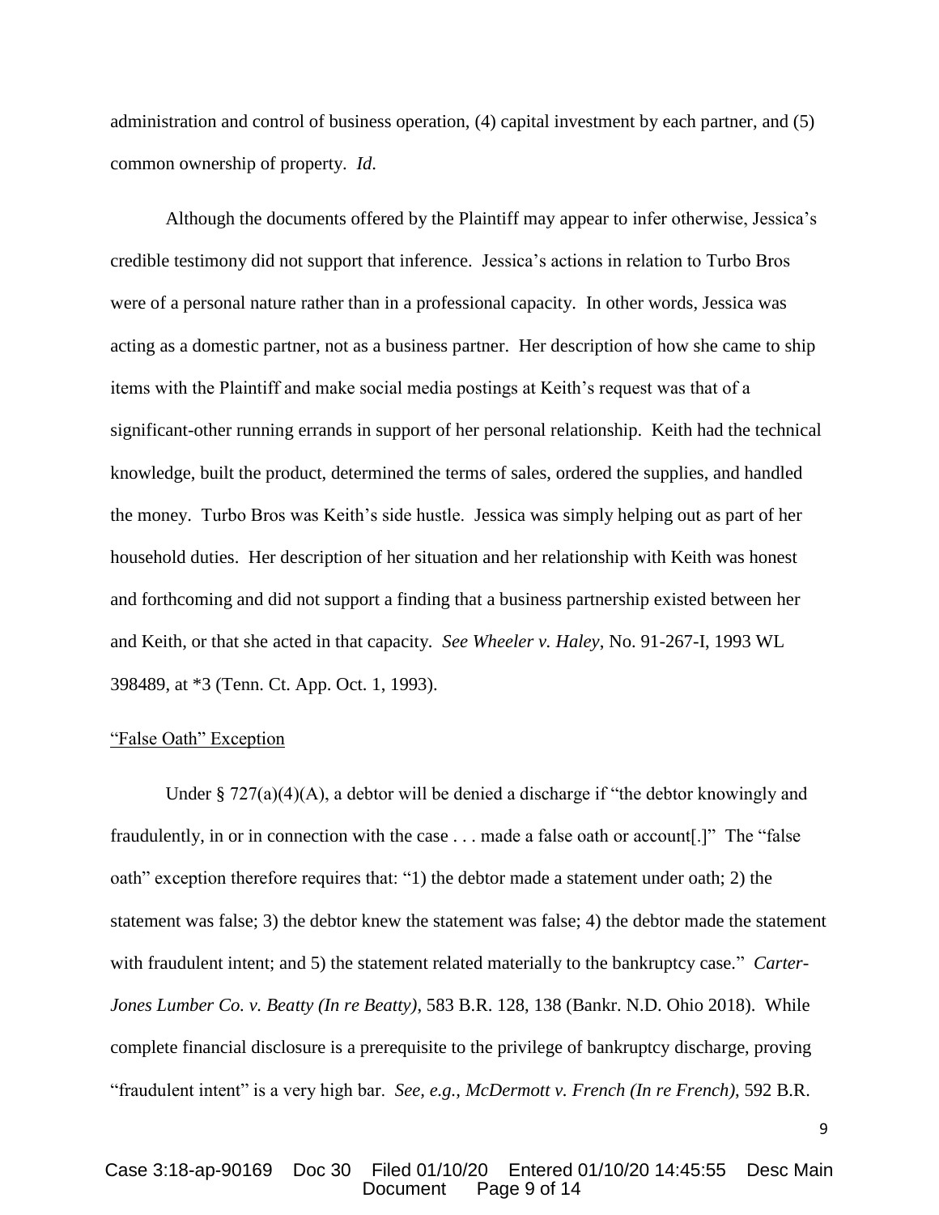administration and control of business operation, (4) capital investment by each partner, and (5) common ownership of property. *Id.*

Although the documents offered by the Plaintiff may appear to infer otherwise, Jessica's credible testimony did not support that inference. Jessica's actions in relation to Turbo Bros were of a personal nature rather than in a professional capacity. In other words, Jessica was acting as a domestic partner, not as a business partner. Her description of how she came to ship items with the Plaintiff and make social media postings at Keith's request was that of a significant-other running errands in support of her personal relationship. Keith had the technical knowledge, built the product, determined the terms of sales, ordered the supplies, and handled the money. Turbo Bros was Keith's side hustle. Jessica was simply helping out as part of her household duties. Her description of her situation and her relationship with Keith was honest and forthcoming and did not support a finding that a business partnership existed between her and Keith, or that she acted in that capacity. *See Wheeler v. Haley*, No. 91-267-I, 1993 WL 398489, at *3 (Tenn. Ct. App. Oct. 1, 1993).

<u>"False Oath" Exception</u>

Under § 727(a)(4)(A), a debtor will be denied a discharge if "the debtor knowingly and fraudulently, in or in connection with the case . . . made a false oath or account[.]" The "false oath" exception therefore requires that: "1) the debtor made a statement under oath; 2) the statement was false; 3) the debtor knew the statement was false; 4) the debtor made the statement with fraudulent intent; and 5) the statement related materially to the bankruptcy case." *Carter-Jones Lumber Co. v. Beatty (In re Beatty)*, 583 B.R. 128, 138 (Bankr. N.D. Ohio 2018). While complete financial disclosure is a prerequisite to the privilege of bankruptcy discharge, proving "fraudulent intent" is a very high bar. *See, e.g., McDermott v. French (In re French)*, 592 B.R.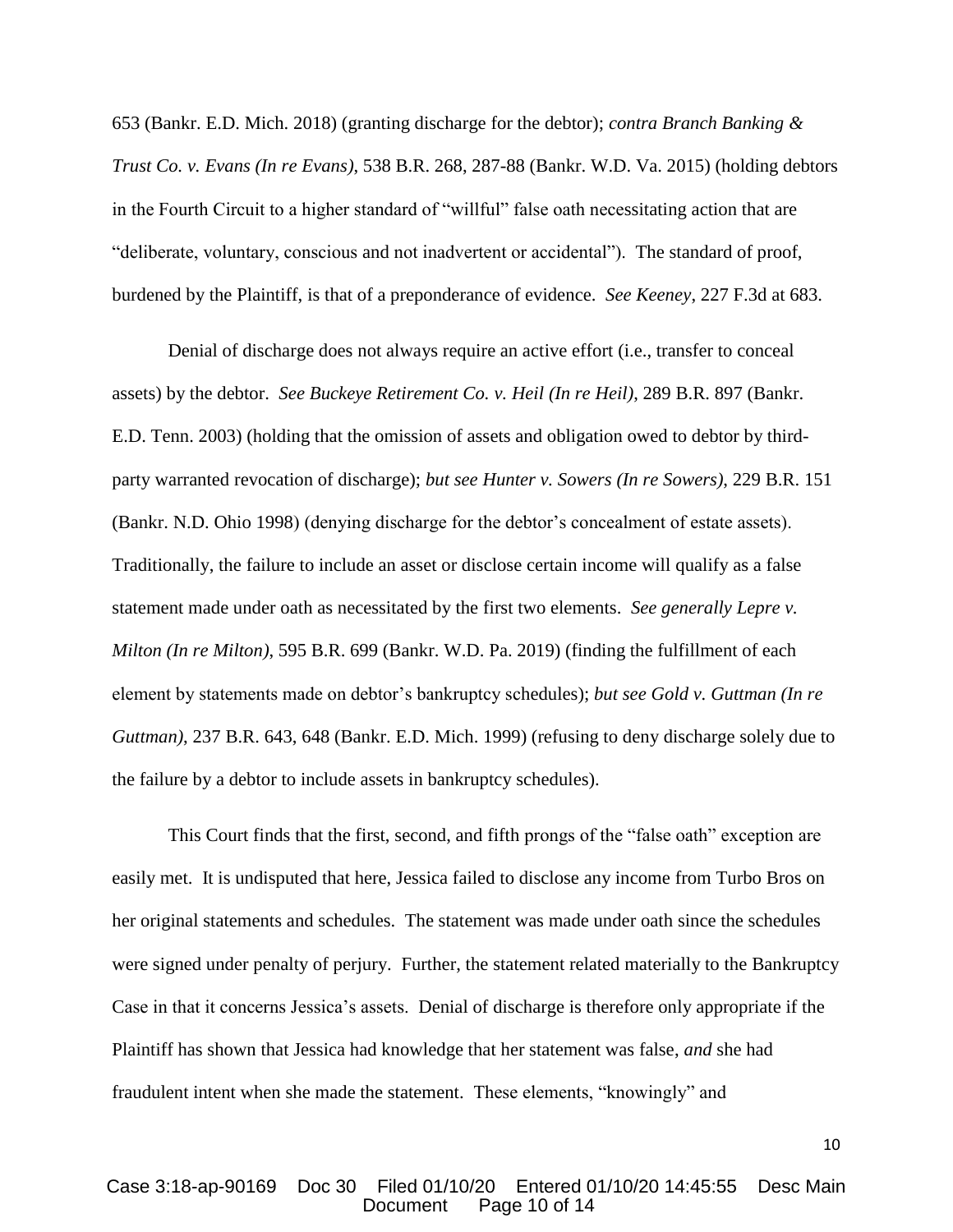653 (Bankr. E.D. Mich. 2018) (granting discharge for the debtor); *contra Branch Banking & Trust Co. v. Evans (In re Evans)*, 538 B.R. 268, 287-88 (Bankr. W.D. Va. 2015) (holding debtors in the Fourth Circuit to a higher standard of "willful" false oath necessitating action that are "deliberate, voluntary, conscious and not inadvertent or accidental"). The standard of proof, burdened by the Plaintiff, is that of a preponderance of evidence. *See Keeney*, 227 F.3d at 683.

Denial of discharge does not always require an active effort (i.e., transfer to conceal assets) by the debtor. *See Buckeye Retirement Co. v. Heil (In re Heil)*, 289 B.R. 897 (Bankr. E.D. Tenn. 2003) (holding that the omission of assets and obligation owed to debtor by third-party warranted revocation of discharge); *but see Hunter v. Sowers (In re Sowers)*, 229 B.R. 151 (Bankr. N.D. Ohio 1998) (denying discharge for the debtor's concealment of estate assets). Traditionally, the failure to include an asset or disclose certain income will qualify as a false statement made under oath as necessitated by the first two elements. *See generally Lepre v. Milton (In re Milton)*, 595 B.R. 699 (Bankr. W.D. Pa. 2019) (finding the fulfillment of each element by statements made on debtor's bankruptcy schedules); *but see Gold v. Guttman (In re Guttman)*, 237 B.R. 643, 648 (Bankr. E.D. Mich. 1999) (refusing to deny discharge solely due to the failure by a debtor to include assets in bankruptcy schedules).

This Court finds that the first, second, and fifth prongs of the "false oath" exception are easily met. It is undisputed that here, Jessica failed to disclose any income from Turbo Bros on her original statements and schedules. The statement was made under oath since the schedules were signed under penalty of perjury. Further, the statement related materially to the Bankruptcy Case in that it concerns Jessica's assets. Denial of discharge is therefore only appropriate if the Plaintiff has shown that Jessica had knowledge that her statement was false, *and* she had fraudulent intent when she made the statement. These elements, "knowingly" and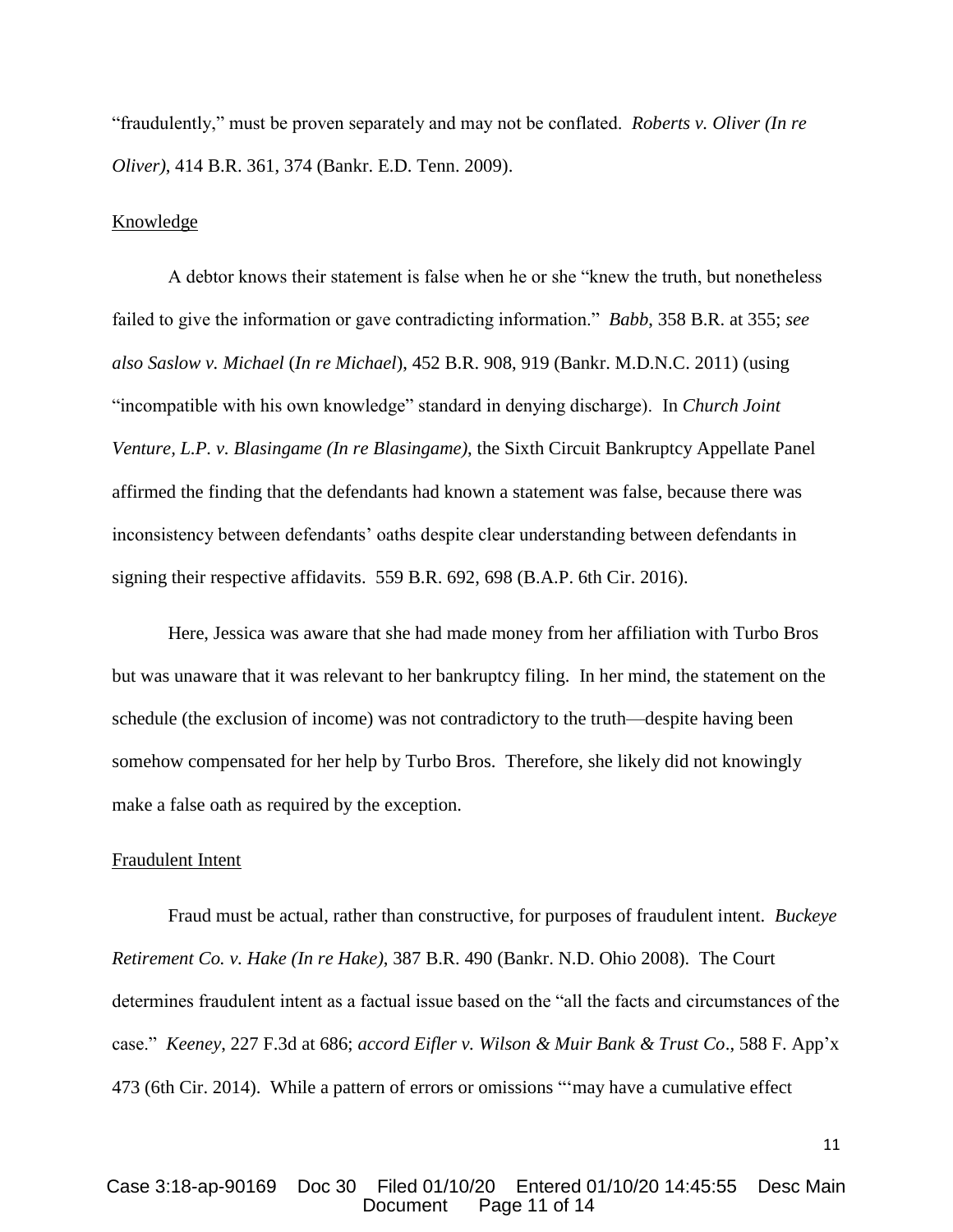"fraudulently," must be proven separately and may not be conflated. *Roberts v. Oliver (In re Oliver)*, 414 B.R. 361, 374 (Bankr. E.D. Tenn. 2009).

Knowledge

A debtor knows their statement is false when he or she "knew the truth, but nonetheless failed to give the information or gave contradicting information." *Babb*, 358 B.R. at 355; *see also Saslow v. Michael* (*In re Michael*), 452 B.R. 908, 919 (Bankr. M.D.N.C. 2011) (using "incompatible with his own knowledge" standard in denying discharge). In *Church Joint Venture, L.P. v. Blasingame (In re Blasingame)*, the Sixth Circuit Bankruptcy Appellate Panel affirmed the finding that the defendants had known a statement was false, because there was inconsistency between defendants' oaths despite clear understanding between defendants in signing their respective affidavits. 559 B.R. 692, 698 (B.A.P. 6th Cir. 2016).

Here, Jessica was aware that she had made money from her affiliation with Turbo Bros but was unaware that it was relevant to her bankruptcy filing. In her mind, the statement on the schedule (the exclusion of income) was not contradictory to the truth—despite having been somehow compensated for her help by Turbo Bros. Therefore, she likely did not knowingly make a false oath as required by the exception.

Fraudulent Intent

Fraud must be actual, rather than constructive, for purposes of fraudulent intent. *Buckeye Retirement Co. v. Hake (In re Hake)*, 387 B.R. 490 (Bankr. N.D. Ohio 2008). The Court determines fraudulent intent as a factual issue based on the "all the facts and circumstances of the case." *Keeney*, 227 F.3d at 686; *accord Eifler v. Wilson & Muir Bank & Trust Co*., 588 F. App'x 473 (6th Cir. 2014). While a pattern of errors or omissions "'may have a cumulative effect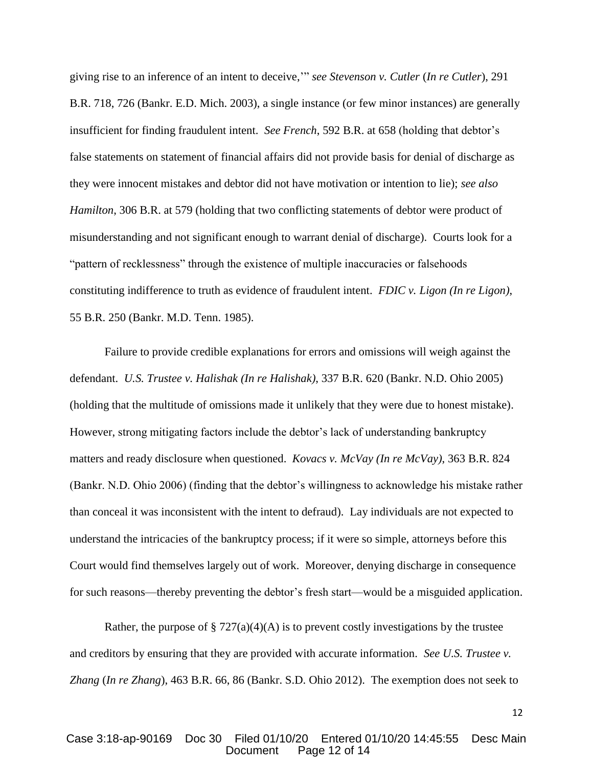giving rise to an inference of an intent to deceive,'" *see Stevenson v. Cutler* (*In re Cutler*), 291 B.R. 718, 726 (Bankr. E.D. Mich. 2003), a single instance (or few minor instances) are generally insufficient for finding fraudulent intent. *See French*, 592 B.R. at 658 (holding that debtor's false statements on statement of financial affairs did not provide basis for denial of discharge as they were innocent mistakes and debtor did not have motivation or intention to lie); *see also Hamilton*, 306 B.R. at 579 (holding that two conflicting statements of debtor were product of misunderstanding and not significant enough to warrant denial of discharge). Courts look for a "pattern of recklessness" through the existence of multiple inaccuracies or falsehoods constituting indifference to truth as evidence of fraudulent intent. *FDIC v. Ligon (In re Ligon)*, 55 B.R. 250 (Bankr. M.D. Tenn. 1985).

Failure to provide credible explanations for errors and omissions will weigh against the defendant. *U.S. Trustee v. Halishak (In re Halishak)*, 337 B.R. 620 (Bankr. N.D. Ohio 2005) (holding that the multitude of omissions made it unlikely that they were due to honest mistake). However, strong mitigating factors include the debtor's lack of understanding bankruptcy matters and ready disclosure when questioned. *Kovacs v. McVay (In re McVay)*, 363 B.R. 824 (Bankr. N.D. Ohio 2006) (finding that the debtor's willingness to acknowledge his mistake rather than conceal it was inconsistent with the intent to defraud). Lay individuals are not expected to understand the intricacies of the bankruptcy process; if it were so simple, attorneys before this Court would find themselves largely out of work. Moreover, denying discharge in consequence for such reasons—thereby preventing the debtor's fresh start—would be a misguided application.

Rather, the purpose of § 727(a)(4)(A) is to prevent costly investigations by the trustee and creditors by ensuring that they are provided with accurate information. *See U.S. Trustee v. Zhang* (*In re Zhang*), 463 B.R. 66, 86 (Bankr. S.D. Ohio 2012). The exemption does not seek to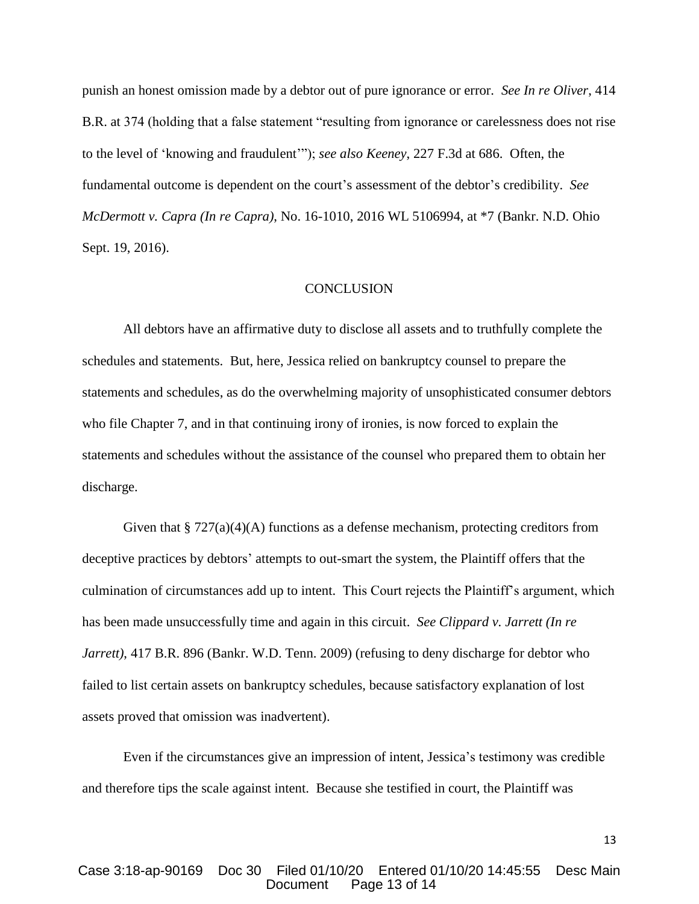punish an honest omission made by a debtor out of pure ignorance or error. *See In re Oliver*, 414 B.R. at 374 (holding that a false statement "resulting from ignorance or carelessness does not rise to the level of 'knowing and fraudulent'"); *see also Keeney*, 227 F.3d at 686. Often, the fundamental outcome is dependent on the court's assessment of the debtor's credibility. *See McDermott v. Capra (In re Capra)*, No. 16-1010, 2016 WL 5106994, at *7 (Bankr. N.D. Ohio Sept. 19, 2016).

## CONCLUSION

All debtors have an affirmative duty to disclose all assets and to truthfully complete the schedules and statements. But, here, Jessica relied on bankruptcy counsel to prepare the statements and schedules, as do the overwhelming majority of unsophisticated consumer debtors who file Chapter 7, and in that continuing irony of ironies, is now forced to explain the statements and schedules without the assistance of the counsel who prepared them to obtain her discharge.

Given that § 727(a)(4)(A) functions as a defense mechanism, protecting creditors from deceptive practices by debtors' attempts to out-smart the system, the Plaintiff offers that the culmination of circumstances add up to intent. This Court rejects the Plaintiff's argument, which has been made unsuccessfully time and again in this circuit. *See Clippard v. Jarrett (In re Jarrett)*, 417 B.R. 896 (Bankr. W.D. Tenn. 2009) (refusing to deny discharge for debtor who failed to list certain assets on bankruptcy schedules, because satisfactory explanation of lost assets proved that omission was inadvertent).

Even if the circumstances give an impression of intent, Jessica's testimony was credible and therefore tips the scale against intent. Because she testified in court, the Plaintiff was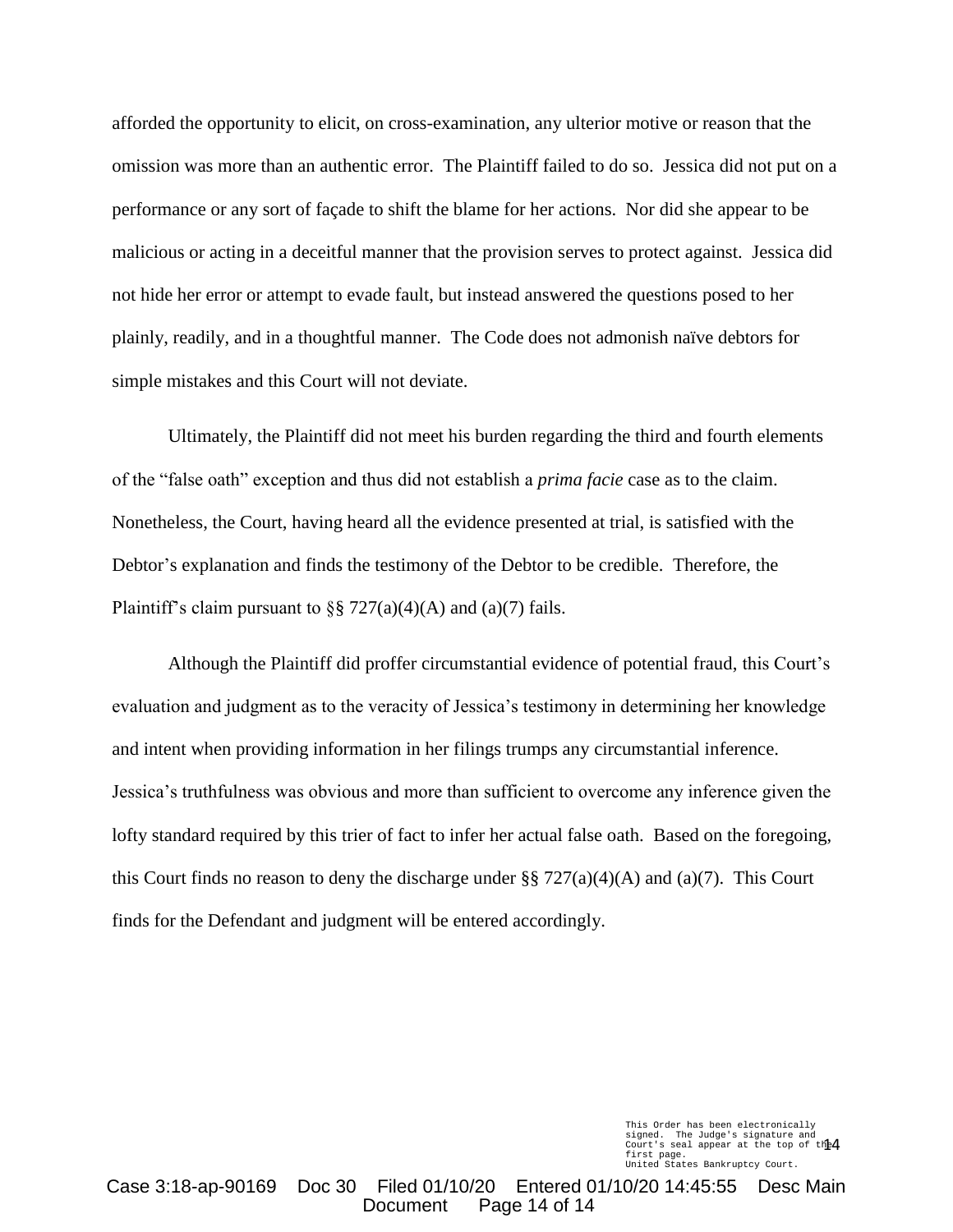afforded the opportunity to elicit, on cross-examination, any ulterior motive or reason that the omission was more than an authentic error. The Plaintiff failed to do so. Jessica did not put on a performance or any sort of façade to shift the blame for her actions. Nor did she appear to be malicious or acting in a deceitful manner that the provision serves to protect against. Jessica did not hide her error or attempt to evade fault, but instead answered the questions posed to her plainly, readily, and in a thoughtful manner. The Code does not admonish naïve debtors for simple mistakes and this Court will not deviate.

Ultimately, the Plaintiff did not meet his burden regarding the third and fourth elements of the "false oath" exception and thus did not establish a *prima facie* case as to the claim. Nonetheless, the Court, having heard all the evidence presented at trial, is satisfied with the Debtor's explanation and finds the testimony of the Debtor to be credible. Therefore, the Plaintiff's claim pursuant to §§ 727(a)(4)(A) and (a)(7) fails.

Although the Plaintiff did proffer circumstantial evidence of potential fraud, this Court's evaluation and judgment as to the veracity of Jessica's testimony in determining her knowledge and intent when providing information in her filings trumps any circumstantial inference. Jessica's truthfulness was obvious and more than sufficient to overcome any inference given the lofty standard required by this trier of fact to infer her actual false oath. Based on the foregoing, this Court finds no reason to deny the discharge under §§ 727(a)(4)(A) and (a)(7). This Court finds for the Defendant and judgment will be entered accordingly.

This Order has been electronically signed. The Judge's signature and Court's seal appear at the top of the first page.
United States Bankruptcy Court.